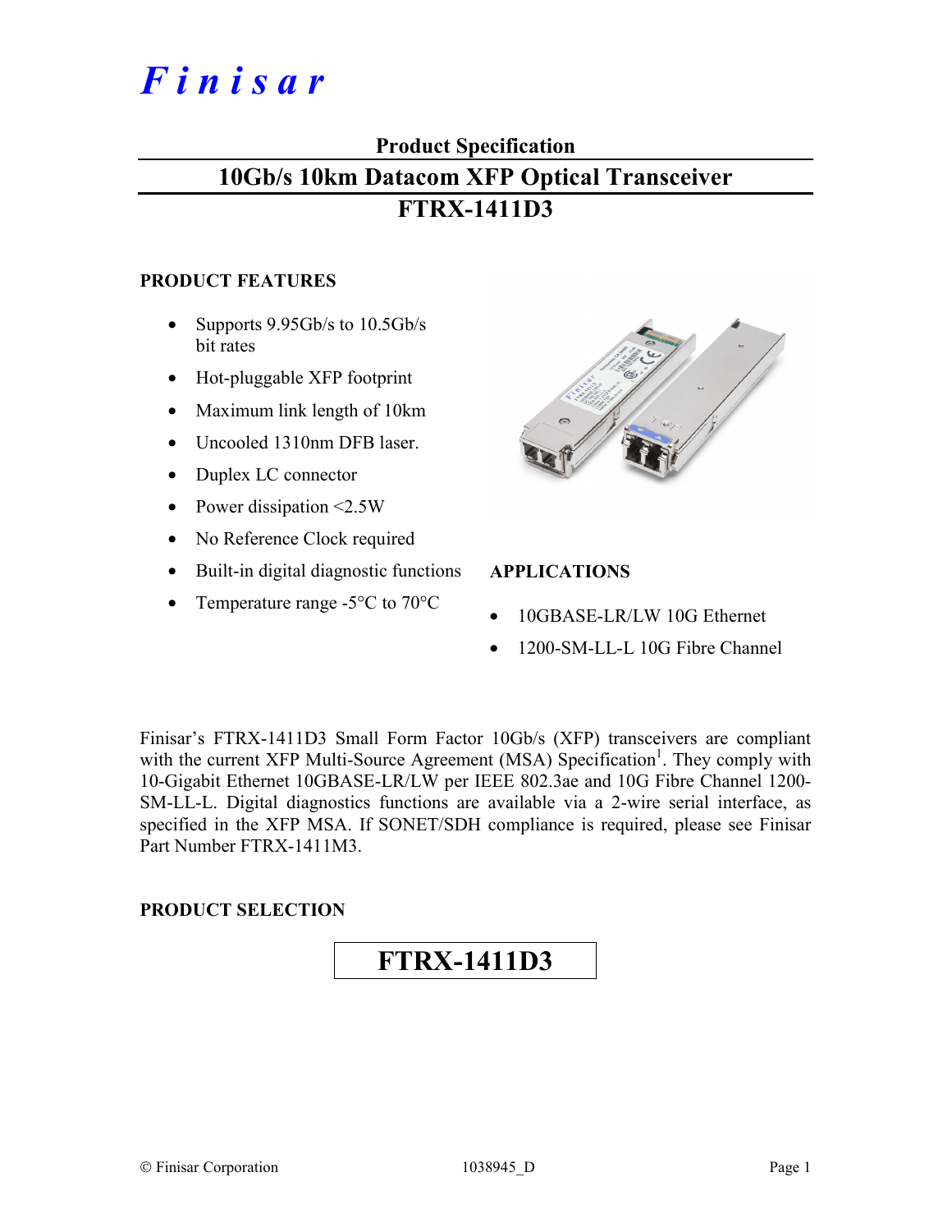# Finisar

**Product Specification**

## 10Gb/s 10km Datacom XFP Optical Transceiver

## FTRX-1411D3

### PRODUCT FEATURES

- Supports 9.95Gb/s to 10.5Gb/s bit rates
- Hot-pluggable XFP footprint
- Maximum link length of 10km
- Uncooled 1310nm DFB laser.
- Duplex LC connector
- Power dissipation <2.5W
- No Reference Clock required
- Built-in digital diagnostic functions
- Temperature range -5°C to 70°C

### APPLICATIONS

- 10GBASE-LR/LW 10G Ethernet
- 1200-SM-LL-L 10G Fibre Channel

Finisar's FTRX-1411D3 Small Form Factor 10Gb/s (XFP) transceivers are compliant with the current XFP Multi-Source Agreement (MSA) Specification[1]. They comply with 10-Gigabit Ethernet 10GBASE-LR/LW per IEEE 802.3ae and 10G Fibre Channel 1200-SM-LL-L. Digital diagnostics functions are available via a 2-wire serial interface, as specified in the XFP MSA. If SONET/SDH compliance is required, please see Finisar Part Number FTRX-1411M3.

### PRODUCT SELECTION

| FTRX-1411D3 |
|---|

© Finisar Corporation 1038945_D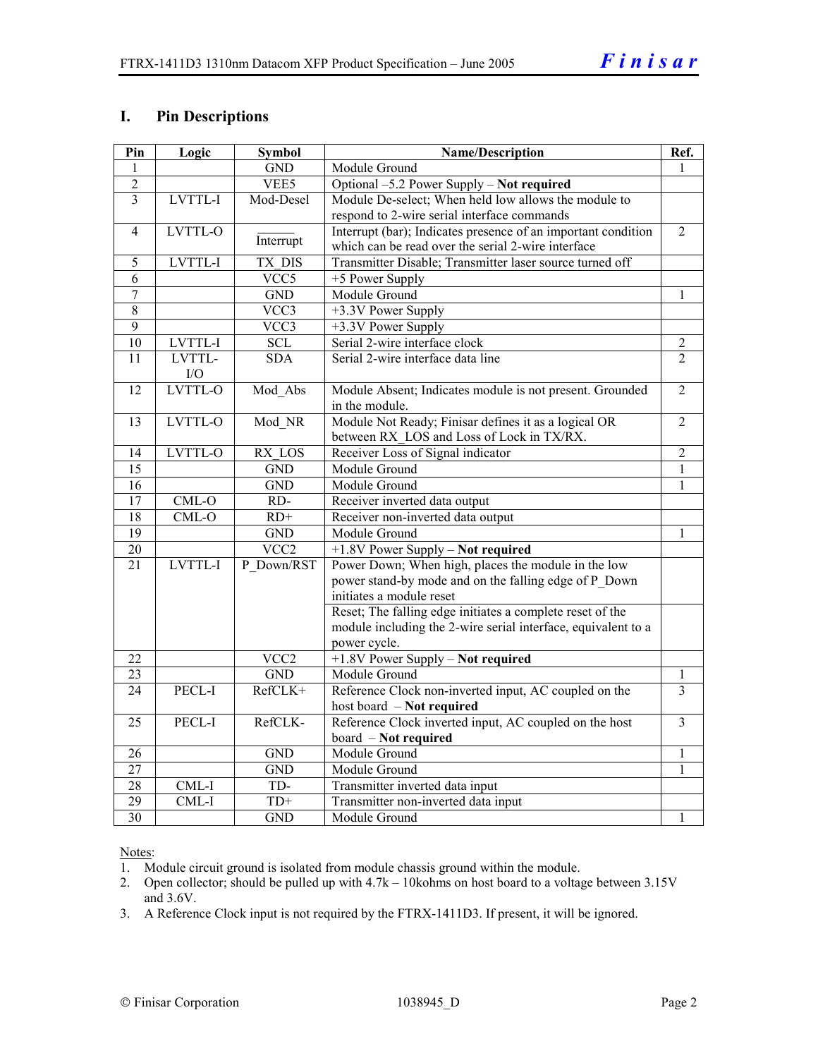## I. Pin Descriptions

| Pin | Logic | Symbol | Name/Description | Ref. |
|---|---|---|---|---|
| 1 | | GND | Module Ground | 1 |
| 2 | | VEE5 | Optional –5.2 Power Supply – **Not required** | |
| 3 | LVTTL-I | Mod-Desel | Module De-select; When held low allows the module to respond to 2-wire serial interface commands | |
| 4 | LVTTL-O | $\overline{\text{Interrupt}}$ | Interrupt (bar); Indicates presence of an important condition which can be read over the serial 2-wire interface | 2 |
| 5 | LVTTL-I | TX_DIS | Transmitter Disable; Transmitter laser source turned off | |
| 6 | | VCC5 | +5 Power Supply | |
| 7 | | GND | Module Ground | 1 |
| 8 | | VCC3 | +3.3V Power Supply | |
| 9 | | VCC3 | +3.3V Power Supply | |
| 10 | LVTTL-I | SCL | Serial 2-wire interface clock | 2 |
| 11 | LVTTL-I/O | SDA | Serial 2-wire interface data line | 2 |
| 12 | LVTTL-O | Mod_Abs | Module Absent; Indicates module is not present. Grounded in the module. | 2 |
| 13 | LVTTL-O | Mod_NR | Module Not Ready; Finisar defines it as a logical OR between RX_LOS and Loss of Lock in TX/RX. | 2 |
| 14 | LVTTL-O | RX_LOS | Receiver Loss of Signal indicator | 2 |
| 15 | | GND | Module Ground | 1 |
| 16 | | GND | Module Ground | 1 |
| 17 | CML-O | RD- | Receiver inverted data output | |
| 18 | CML-O | RD+ | Receiver non-inverted data output | |
| 19 | | GND | Module Ground | 1 |
| 20 | | VCC2 | +1.8V Power Supply – **Not required** | |
| 21 | LVTTL-I | P_Down/RST | Power Down; When high, places the module in the low power stand-by mode and on the falling edge of P_Down initiates a module reset | |
| | | | Reset; The falling edge initiates a complete reset of the module including the 2-wire serial interface, equivalent to a power cycle. | |
| 22 | | VCC2 | +1.8V Power Supply – **Not required** | |
| 23 | | GND | Module Ground | 1 |
| 24 | PECL-I | RefCLK+ | Reference Clock non-inverted input, AC coupled on the host board – **Not required** | 3 |
| 25 | PECL-I | RefCLK- | Reference Clock inverted input, AC coupled on the host board – **Not required** | 3 |
| 26 | | GND | Module Ground | 1 |
| 27 | | GND | Module Ground | 1 |
| 28 | CML-I | TD- | Transmitter inverted data input | |
| 29 | CML-I | TD+ | Transmitter non-inverted data input | |
| 30 | | GND | Module Ground | 1 |

Notes:
1. Module circuit ground is isolated from module chassis ground within the module.
2. Open collector; should be pulled up with 4.7k – 10kohms on host board to a voltage between 3.15V and 3.6V.
3. A Reference Clock input is not required by the FTRX-1411D3. If present, it will be ignored.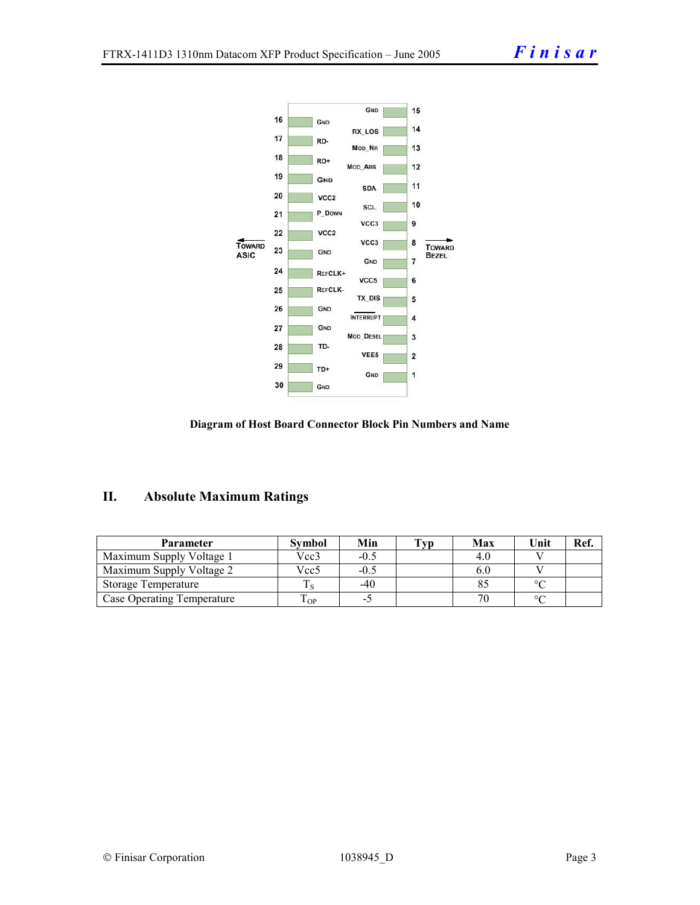| Pin | Name | Pin | Name |
|---|---|---|---|
| 16 | GND | 15 | GND |
| 17 | RD- | 14 | RX_LOS |
| 18 | RD+ | 13 | MOD_NR |
| 19 | GND | 12 | MOD_ABS |
| 20 | VCC2 | 11 | SDA |
| 21 | P_DOWN | 10 | SCL |
| 22 | VCC2 | 9 | VCC3 |
| 23 | GND | 8 | VCC3 |
| 24 | REFCLK+ | 7 | GND |
| 25 | REFCLK- | 6 | VCC5 |
| 26 | GND | 5 | TX_DIS |
| 27 | GND | 4 | $\overline{\text{INTERRUPT}}$ |
| 28 | TD- | 3 | MOD_DESEL |
| 29 | TD+ | 2 | VEE5 |
| 30 | GND | 1 | GND |

← TOWARD ASIC    TOWARD BEZEL →

**Diagram of Host Board Connector Block Pin Numbers and Name**

## II. Absolute Maximum Ratings

| Parameter | Symbol | Min | Typ | Max | Unit | Ref. |
|---|---|---|---|---|---|---|
| Maximum Supply Voltage 1 | Vcc3 | -0.5 | | 4.0 | V | |
| Maximum Supply Voltage 2 | Vcc5 | -0.5 | | 6.0 | V | |
| Storage Temperature | $T_S$ | -40 | | 85 | °C | |
| Case Operating Temperature | $T_{OP}$ | -5 | | 70 | °C | |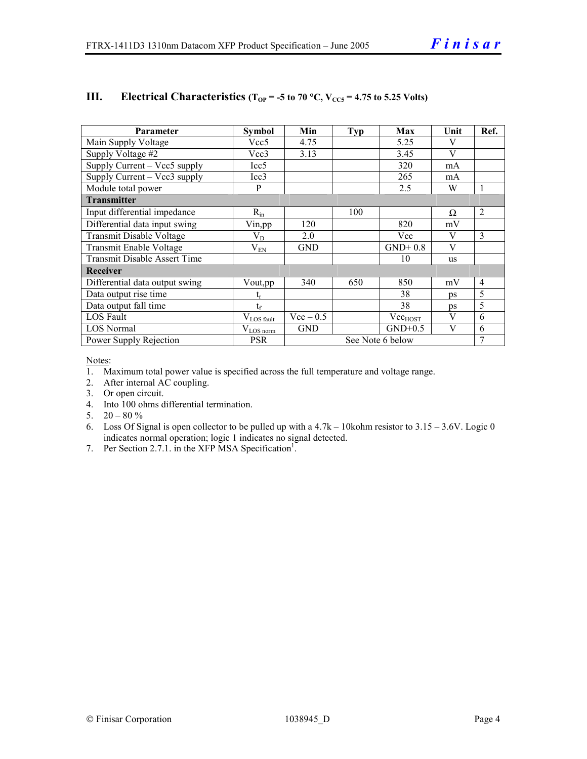## III. Electrical Characteristics ($T_{OP}$ = -5 to 70 °C, $V_{CC5}$ = 4.75 to 5.25 Volts)

| Parameter | Symbol | Min | Typ | Max | Unit | Ref. |
|---|---|---|---|---|---|---|
| Main Supply Voltage | Vcc5 | 4.75 | | 5.25 | V | |
| Supply Voltage #2 | Vcc3 | 3.13 | | 3.45 | V | |
| Supply Current – Vcc5 supply | Icc5 | | | 320 | mA | |
| Supply Current – Vcc3 supply | Icc3 | | | 265 | mA | |
| Module total power | P | | | 2.5 | W | 1 |
| **Transmitter** | | | | | | |
| Input differential impedance | $R_{in}$ | | 100 | | Ω | 2 |
| Differential data input swing | Vin,pp | 120 | | 820 | mV | |
| Transmit Disable Voltage | $V_D$ | 2.0 | | Vcc | V | 3 |
| Transmit Enable Voltage | $V_{EN}$ | GND | | GND+ 0.8 | V | |
| Transmit Disable Assert Time | | | | 10 | us | |
| **Receiver** | | | | | | |
| Differential data output swing | Vout,pp | 340 | 650 | 850 | mV | 4 |
| Data output rise time | $t_r$ | | | 38 | ps | 5 |
| Data output fall time | $t_f$ | | | 38 | ps | 5 |
| LOS Fault | $V_{LOS\ fault}$ | Vcc – 0.5 | | $Vcc_{HOST}$ | V | 6 |
| LOS Normal | $V_{LOS\ norm}$ | GND | | GND+0.5 | V | 6 |
| Power Supply Rejection | PSR | See Note 6 below | | | | 7 |

Notes:
1. Maximum total power value is specified across the full temperature and voltage range.
2. After internal AC coupling.
3. Or open circuit.
4. Into 100 ohms differential termination.
5. 20 – 80 %
6. Loss Of Signal is open collector to be pulled up with a 4.7k – 10kohm resistor to 3.15 – 3.6V. Logic 0 indicates normal operation; logic 1 indicates no signal detected.
7. Per Section 2.7.1. in the XFP MSA Specification[1].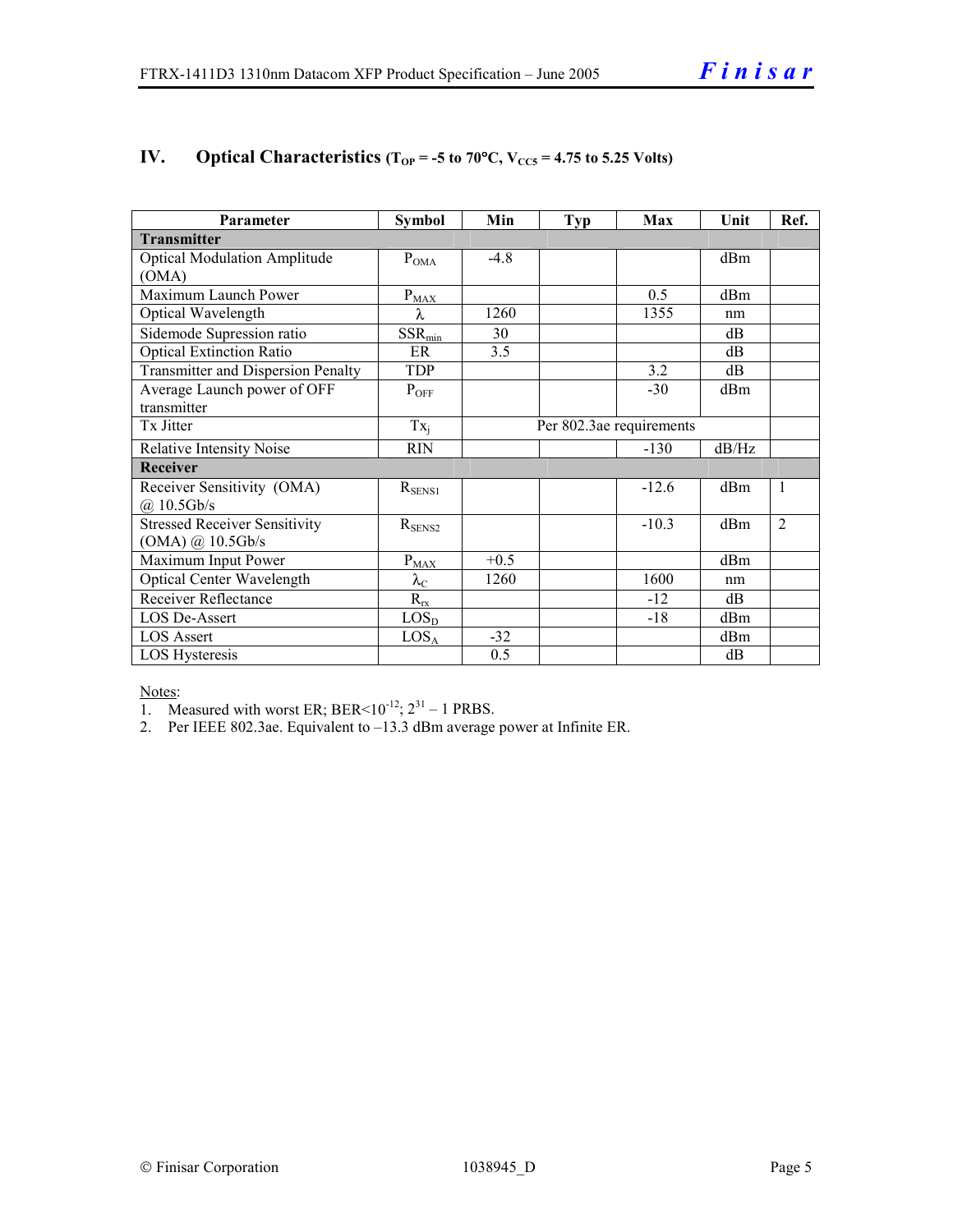## IV. Optical Characteristics ($T_{OP}$ = -5 to 70°C, $V_{CC5}$ = 4.75 to 5.25 Volts)

| Parameter | Symbol | Min | Typ | Max | Unit | Ref. |
|---|---|---|---|---|---|---|
| **Transmitter** | | | | | | |
| Optical Modulation Amplitude (OMA) | $P_{OMA}$ | -4.8 | | | dBm | |
| Maximum Launch Power | $P_{MAX}$ | | | 0.5 | dBm | |
| Optical Wavelength | $\lambda$ | 1260 | | 1355 | nm | |
| Sidemode Supression ratio | $SSR_{min}$ | 30 | | | dB | |
| Optical Extinction Ratio | ER | 3.5 | | | dB | |
| Transmitter and Dispersion Penalty | TDP | | | 3.2 | dB | |
| Average Launch power of OFF transmitter | $P_{OFF}$ | | | -30 | dBm | |
| Tx Jitter | $Tx_j$ | Per 802.3ae requirements | | | | |
| Relative Intensity Noise | RIN | | | -130 | dB/Hz | |
| **Receiver** | | | | | | |
| Receiver Sensitivity (OMA) @ 10.5Gb/s | $R_{SENS1}$ | | | -12.6 | dBm | 1 |
| Stressed Receiver Sensitivity (OMA) @ 10.5Gb/s | $R_{SENS2}$ | | | -10.3 | dBm | 2 |
| Maximum Input Power | $P_{MAX}$ | +0.5 | | | dBm | |
| Optical Center Wavelength | $\lambda_C$ | 1260 | | 1600 | nm | |
| Receiver Reflectance | $R_{rx}$ | | | -12 | dB | |
| LOS De-Assert | $LOS_D$ | | | -18 | dBm | |
| LOS Assert | $LOS_A$ | -32 | | | dBm | |
| LOS Hysteresis | | 0.5 | | | dB | |

Notes:
1. Measured with worst ER; BER<$10^{-12}$; $2^{31} – 1$ PRBS.
2. Per IEEE 802.3ae. Equivalent to –13.3 dBm average power at Infinite ER.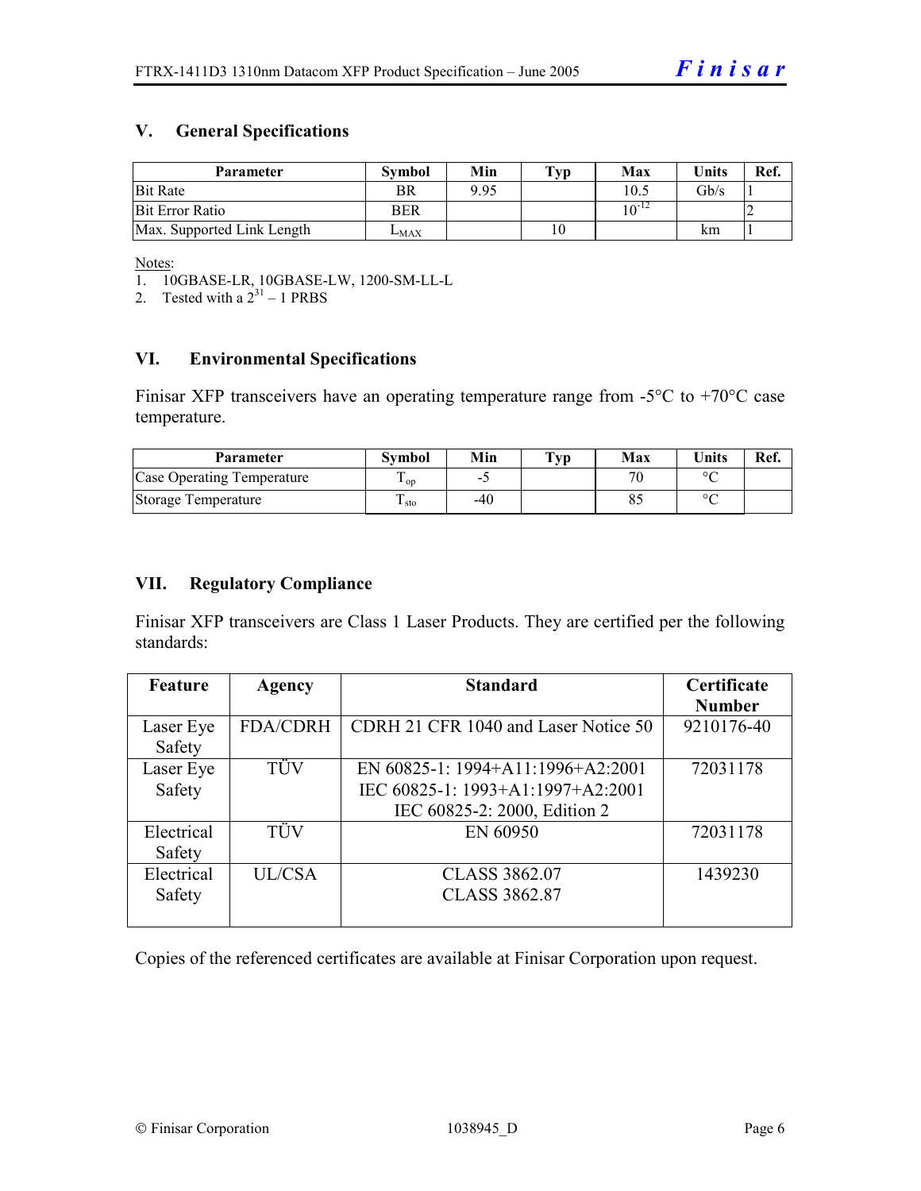## V. General Specifications

| Parameter | Symbol | Min | Typ | Max | Units | Ref. |
|---|---|---|---|---|---|---|
| Bit Rate | BR | 9.95 | | 10.5 | Gb/s | 1 |
| Bit Error Ratio | BER | | | $10^{-12}$ | | 2 |
| Max. Supported Link Length | $L_{MAX}$ | | 10 | | km | 1 |

Notes:

1. 10GBASE-LR, 10GBASE-LW, 1200-SM-LL-L
2. Tested with a $2^{31} - 1$ PRBS

## VI. Environmental Specifications

Finisar XFP transceivers have an operating temperature range from -5°C to +70°C case temperature.

| Parameter | Symbol | Min | Typ | Max | Units | Ref. |
|---|---|---|---|---|---|---|
| Case Operating Temperature | $T_{op}$ | -5 | | 70 | °C | |
| Storage Temperature | $T_{sto}$ | -40 | | 85 | °C | |

## VII. Regulatory Compliance

Finisar XFP transceivers are Class 1 Laser Products. They are certified per the following standards:

| Feature | Agency | Standard | Certificate Number |
|---|---|---|---|
| Laser Eye Safety | FDA/CDRH | CDRH 21 CFR 1040 and Laser Notice 50 | 9210176-40 |
| Laser Eye Safety | TÜV | EN 60825-1: 1994+A11:1996+A2:2001<br>IEC 60825-1: 1993+A1:1997+A2:2001<br>IEC 60825-2: 2000, Edition 2 | 72031178 |
| Electrical Safety | TÜV | EN 60950 | 72031178 |
| Electrical Safety | UL/CSA | CLASS 3862.07<br>CLASS 3862.87 | 1439230 |

Copies of the referenced certificates are available at Finisar Corporation upon request.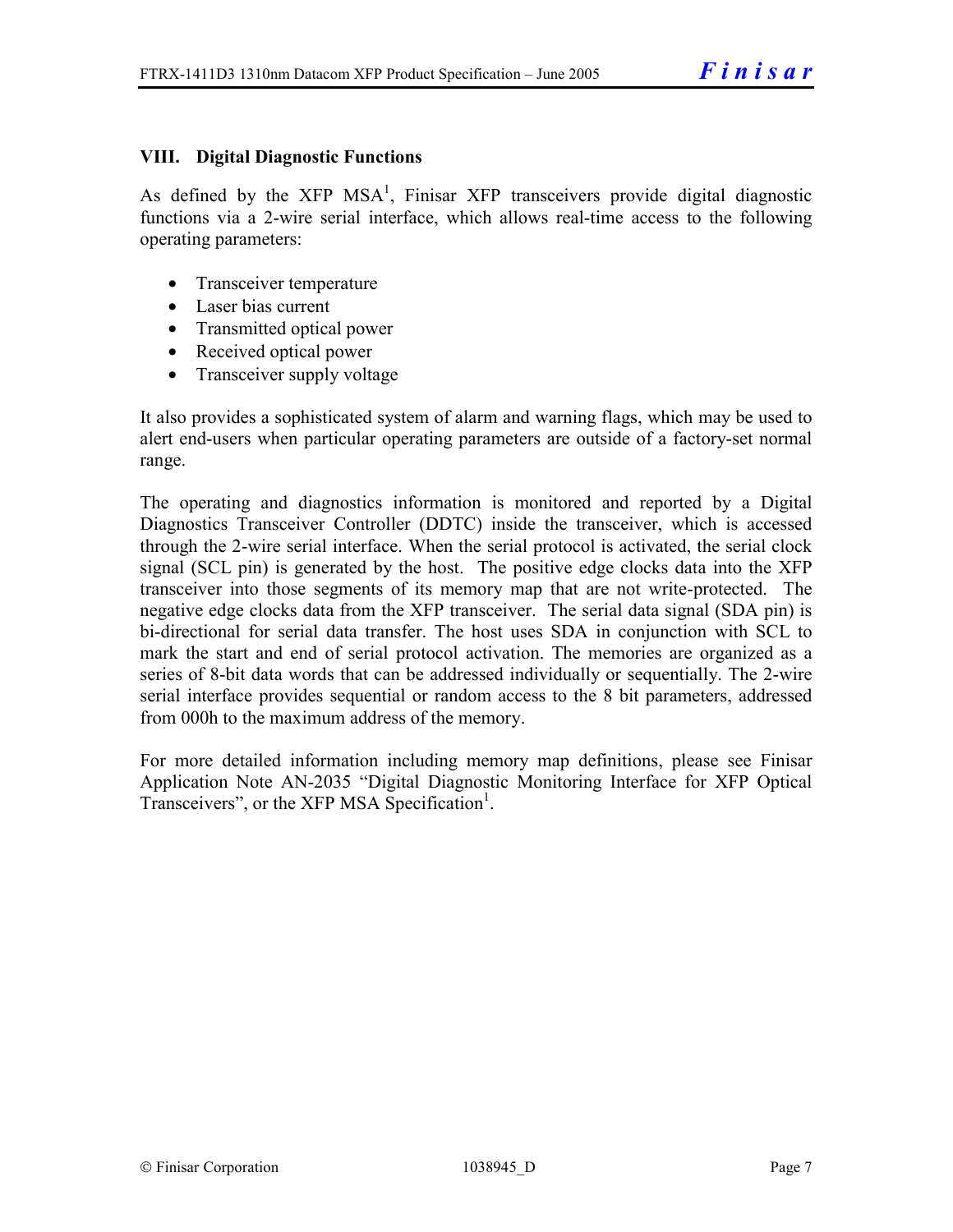## VIII. Digital Diagnostic Functions

As defined by the XFP MSA[1], Finisar XFP transceivers provide digital diagnostic functions via a 2-wire serial interface, which allows real-time access to the following operating parameters:

- Transceiver temperature
- Laser bias current
- Transmitted optical power
- Received optical power
- Transceiver supply voltage

It also provides a sophisticated system of alarm and warning flags, which may be used to alert end-users when particular operating parameters are outside of a factory-set normal range.

The operating and diagnostics information is monitored and reported by a Digital Diagnostics Transceiver Controller (DDTC) inside the transceiver, which is accessed through the 2-wire serial interface. When the serial protocol is activated, the serial clock signal (SCL pin) is generated by the host. The positive edge clocks data into the XFP transceiver into those segments of its memory map that are not write-protected. The negative edge clocks data from the XFP transceiver. The serial data signal (SDA pin) is bi-directional for serial data transfer. The host uses SDA in conjunction with SCL to mark the start and end of serial protocol activation. The memories are organized as a series of 8-bit data words that can be addressed individually or sequentially. The 2-wire serial interface provides sequential or random access to the 8 bit parameters, addressed from 000h to the maximum address of the memory.

For more detailed information including memory map definitions, please see Finisar Application Note AN-2035 "Digital Diagnostic Monitoring Interface for XFP Optical Transceivers", or the XFP MSA Specification[1].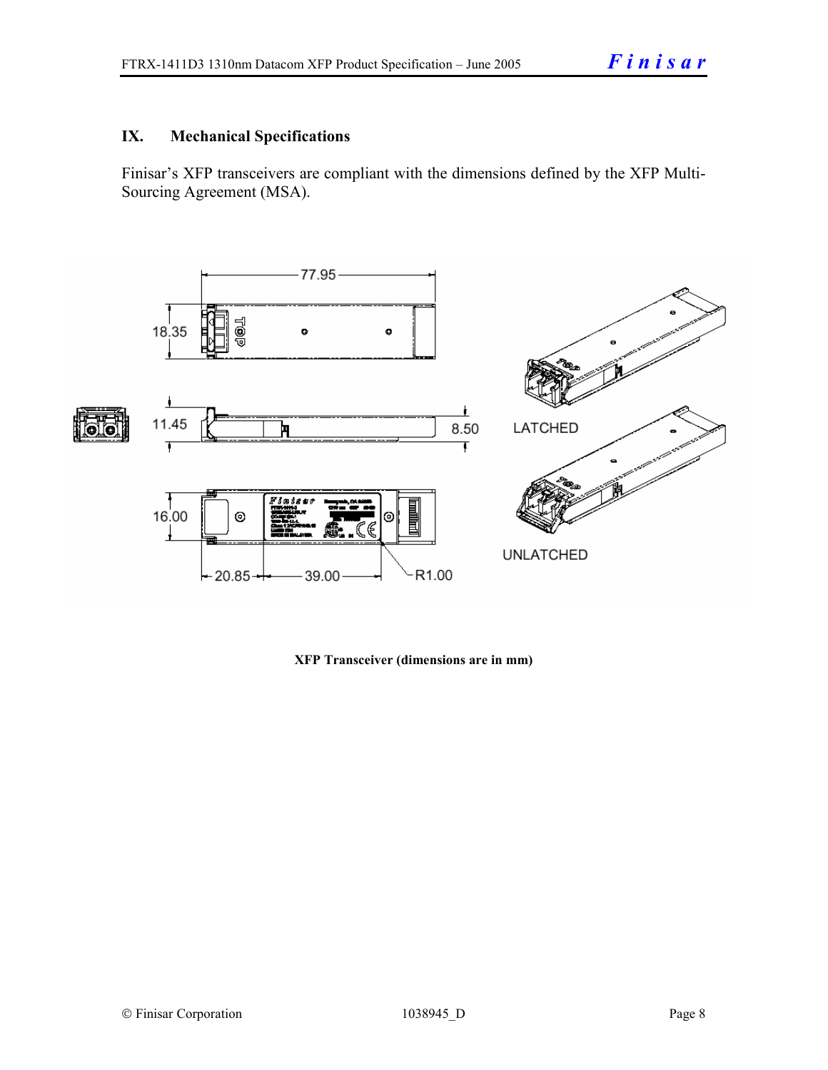## IX. Mechanical Specifications

Finisar's XFP transceivers are compliant with the dimensions defined by the XFP Multi-Sourcing Agreement (MSA).

**XFP Transceiver (dimensions are in mm)**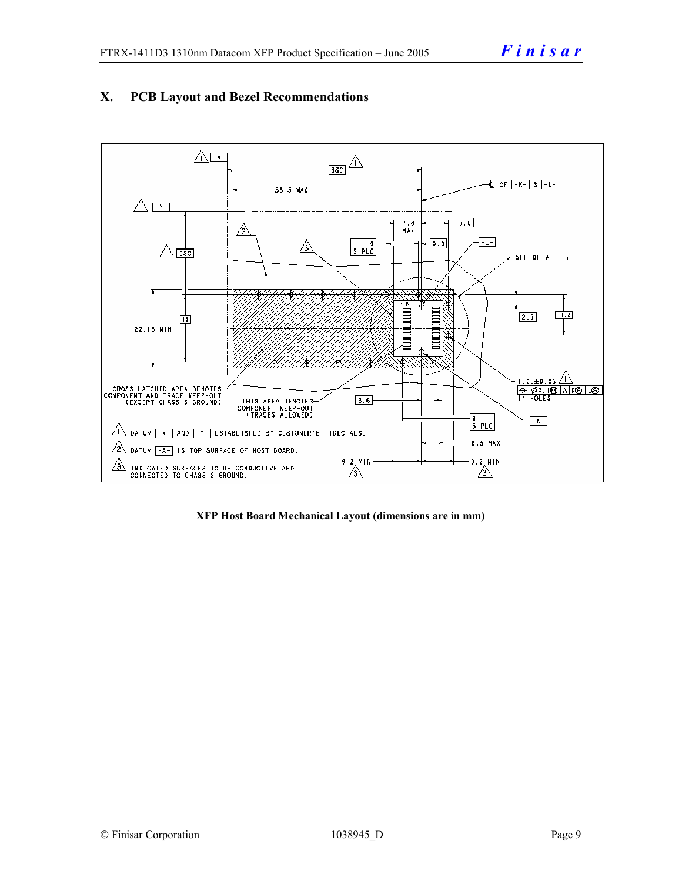## X. PCB Layout and Bezel Recommendations

**XFP Host Board Mechanical Layout (dimensions are in mm)**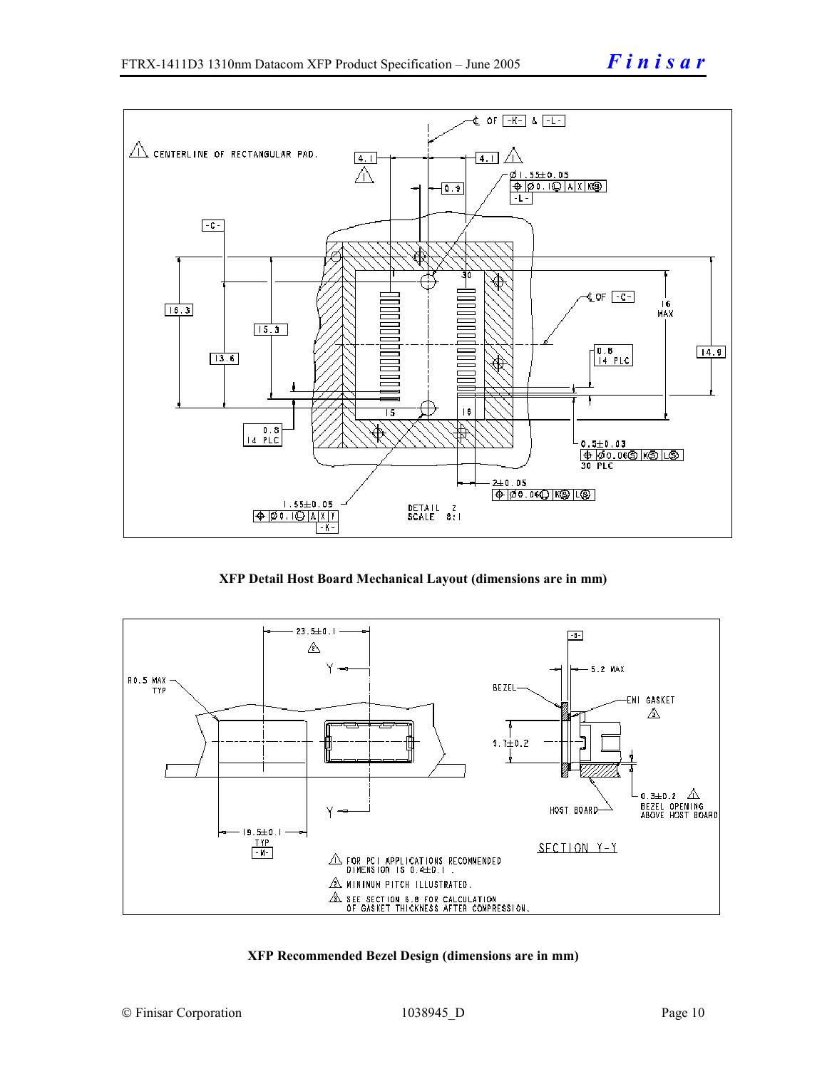XFP Detail Host Board Mechanical Layout (dimensions are in mm)

XFP Recommended Bezel Design (dimensions are in mm)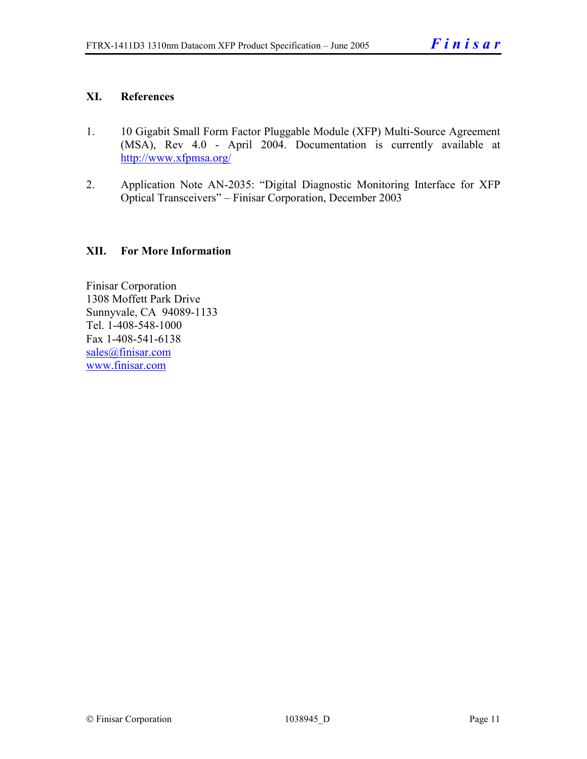## XI. References

1. 10 Gigabit Small Form Factor Pluggable Module (XFP) Multi-Source Agreement (MSA), Rev 4.0 - April 2004. Documentation is currently available at http://www.xfpmsa.org/

2. Application Note AN-2035: "Digital Diagnostic Monitoring Interface for XFP Optical Transceivers" – Finisar Corporation, December 2003

## XII. For More Information

Finisar Corporation
1308 Moffett Park Drive
Sunnyvale, CA 94089-1133
Tel. 1-408-548-1000
Fax 1-408-541-6138
sales@finisar.com
www.finisar.com